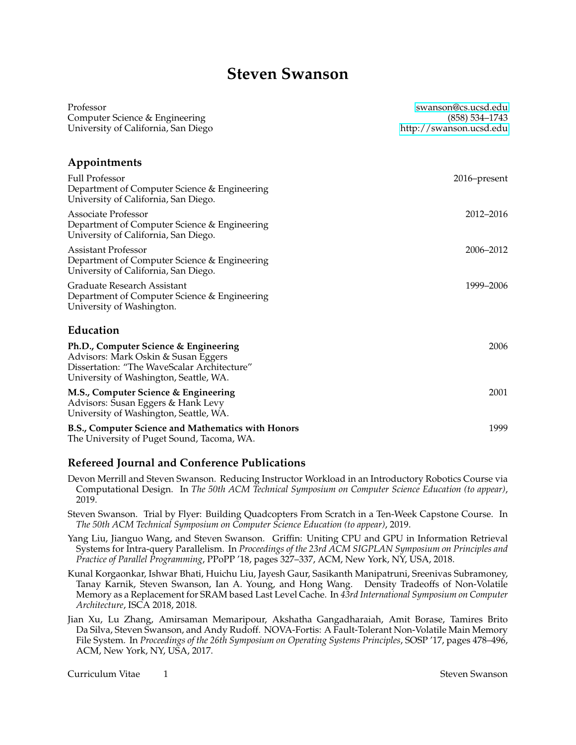# Steven Swanson

Professor
Computer Science & Engineering
University of California, San Diego

swanson@cs.ucsd.edu
(858) 534–1743
http://swanson.ucsd.edu

## Appointments

Full Professor — 2016–present
Department of Computer Science & Engineering
University of California, San Diego.

Associate Professor — 2012–2016
Department of Computer Science & Engineering
University of California, San Diego.

Assistant Professor — 2006–2012
Department of Computer Science & Engineering
University of California, San Diego.

Graduate Research Assistant — 1999–2006
Department of Computer Science & Engineering
University of Washington.

## Education

**Ph.D., Computer Science & Engineering** — 2006
Advisors: Mark Oskin & Susan Eggers
Dissertation: "The WaveScalar Architecture"
University of Washington, Seattle, WA.

**M.S., Computer Science & Engineering** — 2001
Advisors: Susan Eggers & Hank Levy
University of Washington, Seattle, WA.

**B.S., Computer Science and Mathematics with Honors** — 1999
The University of Puget Sound, Tacoma, WA.

## Refereed Journal and Conference Publications

Devon Merrill and Steven Swanson. Reducing Instructor Workload in an Introductory Robotics Course via Computational Design. In *The 50th ACM Technical Symposium on Computer Science Education (to appear)*, 2019.

Steven Swanson. Trial by Flyer: Building Quadcopters From Scratch in a Ten-Week Capstone Course. In *The 50th ACM Technical Symposium on Computer Science Education (to appear)*, 2019.

Yang Liu, Jianguo Wang, and Steven Swanson. Griffin: Uniting CPU and GPU in Information Retrieval Systems for Intra-query Parallelism. In *Proceedings of the 23rd ACM SIGPLAN Symposium on Principles and Practice of Parallel Programming*, PPoPP '18, pages 327–337, ACM, New York, NY, USA, 2018.

Kunal Korgaonkar, Ishwar Bhati, Huichu Liu, Jayesh Gaur, Sasikanth Manipatruni, Sreenivas Subramoney, Tanay Karnik, Steven Swanson, Ian A. Young, and Hong Wang. Density Tradeoffs of Non-Volatile Memory as a Replacement for SRAM based Last Level Cache. In *43rd International Symposium on Computer Architecture*, ISCA 2018, 2018.

Jian Xu, Lu Zhang, Amirsaman Memaripour, Akshatha Gangadharaiah, Amit Borase, Tamires Brito Da Silva, Steven Swanson, and Andy Rudoff. NOVA-Fortis: A Fault-Tolerant Non-Volatile Main Memory File System. In *Proceedings of the 26th Symposium on Operating Systems Principles*, SOSP '17, pages 478–496, ACM, New York, NY, USA, 2017.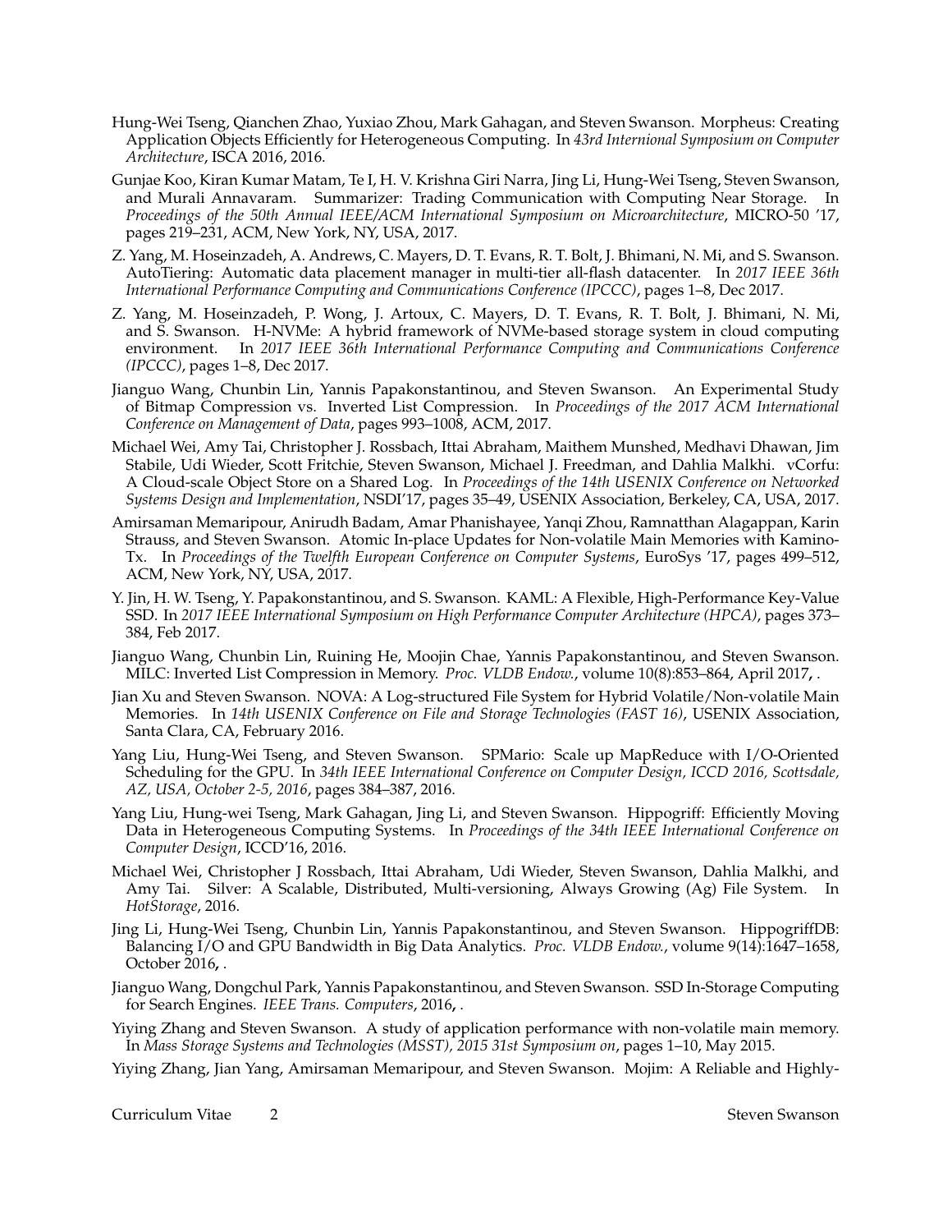Hung-Wei Tseng, Qianchen Zhao, Yuxiao Zhou, Mark Gahagan, and Steven Swanson. Morpheus: Creating Application Objects Efficiently for Heterogeneous Computing. In *43rd Internionl Symposium on Computer Architecture*, ISCA 2016, 2016.

Gunjae Koo, Kiran Kumar Matam, Te I, H. V. Krishna Giri Narra, Jing Li, Hung-Wei Tseng, Steven Swanson, and Murali Annavaram. Summarizer: Trading Communication with Computing Near Storage. In *Proceedings of the 50th Annual IEEE/ACM International Symposium on Microarchitecture*, MICRO-50 '17, pages 219–231, ACM, New York, NY, USA, 2017.

Z. Yang, M. Hoseinzadeh, A. Andrews, C. Mayers, D. T. Evans, R. T. Bolt, J. Bhimani, N. Mi, and S. Swanson. AutoTiering: Automatic data placement manager in multi-tier all-flash datacenter. In *2017 IEEE 36th International Performance Computing and Communications Conference (IPCCC)*, pages 1–8, Dec 2017.

Z. Yang, M. Hoseinzadeh, P. Wong, J. Artoux, C. Mayers, D. T. Evans, R. T. Bolt, J. Bhimani, N. Mi, and S. Swanson. H-NVMe: A hybrid framework of NVMe-based storage system in cloud computing environment. In *2017 IEEE 36th International Performance Computing and Communications Conference (IPCCC)*, pages 1–8, Dec 2017.

Jianguo Wang, Chunbin Lin, Yannis Papakonstantinou, and Steven Swanson. An Experimental Study of Bitmap Compression vs. Inverted List Compression. In *Proceedings of the 2017 ACM International Conference on Management of Data*, pages 993–1008, ACM, 2017.

Michael Wei, Amy Tai, Christopher J. Rossbach, Ittai Abraham, Maithem Munshed, Medhavi Dhawan, Jim Stabile, Udi Wieder, Scott Fritchie, Steven Swanson, Michael J. Freedman, and Dahlia Malkhi. vCorfu: A Cloud-scale Object Store on a Shared Log. In *Proceedings of the 14th USENIX Conference on Networked Systems Design and Implementation*, NSDI'17, pages 35–49, USENIX Association, Berkeley, CA, USA, 2017.

Amirsaman Memaripour, Anirudh Badam, Amar Phanishayee, Yanqi Zhou, Ramnatthan Alagappan, Karin Strauss, and Steven Swanson. Atomic In-place Updates for Non-volatile Main Memories with Kamino-Tx. In *Proceedings of the Twelfth European Conference on Computer Systems*, EuroSys '17, pages 499–512, ACM, New York, NY, USA, 2017.

Y. Jin, H. W. Tseng, Y. Papakonstantinou, and S. Swanson. KAML: A Flexible, High-Performance Key-Value SSD. In *2017 IEEE International Symposium on High Performance Computer Architecture (HPCA)*, pages 373–384, Feb 2017.

Jianguo Wang, Chunbin Lin, Ruining He, Moojin Chae, Yannis Papakonstantinou, and Steven Swanson. MILC: Inverted List Compression in Memory. *Proc. VLDB Endow.*, volume 10(8):853–864, April 2017**,** .

Jian Xu and Steven Swanson. NOVA: A Log-structured File System for Hybrid Volatile/Non-volatile Main Memories. In *14th USENIX Conference on File and Storage Technologies (FAST 16)*, USENIX Association, Santa Clara, CA, February 2016.

Yang Liu, Hung-Wei Tseng, and Steven Swanson. SPMario: Scale up MapReduce with I/O-Oriented Scheduling for the GPU. In *34th IEEE International Conference on Computer Design, ICCD 2016, Scottsdale, AZ, USA, October 2-5, 2016*, pages 384–387, 2016.

Yang Liu, Hung-wei Tseng, Mark Gahagan, Jing Li, and Steven Swanson. Hippogriff: Efficiently Moving Data in Heterogeneous Computing Systems. In *Proceedings of the 34th IEEE International Conference on Computer Design*, ICCD'16, 2016.

Michael Wei, Christopher J Rossbach, Ittai Abraham, Udi Wieder, Steven Swanson, Dahlia Malkhi, and Amy Tai. Silver: A Scalable, Distributed, Multi-versioning, Always Growing (Ag) File System. In *HotStorage*, 2016.

Jing Li, Hung-Wei Tseng, Chunbin Lin, Yannis Papakonstantinou, and Steven Swanson. HippogriffDB: Balancing I/O and GPU Bandwidth in Big Data Analytics. *Proc. VLDB Endow.*, volume 9(14):1647–1658, October 2016**,** .

Jianguo Wang, Dongchul Park, Yannis Papakonstantinou, and Steven Swanson. SSD In-Storage Computing for Search Engines. *IEEE Trans. Computers*, 2016**,** .

Yiying Zhang and Steven Swanson. A study of application performance with non-volatile main memory. In *Mass Storage Systems and Technologies (MSST), 2015 31st Symposium on*, pages 1–10, May 2015.

Yiying Zhang, Jian Yang, Amirsaman Memaripour, and Steven Swanson. Mojim: A Reliable and Highly-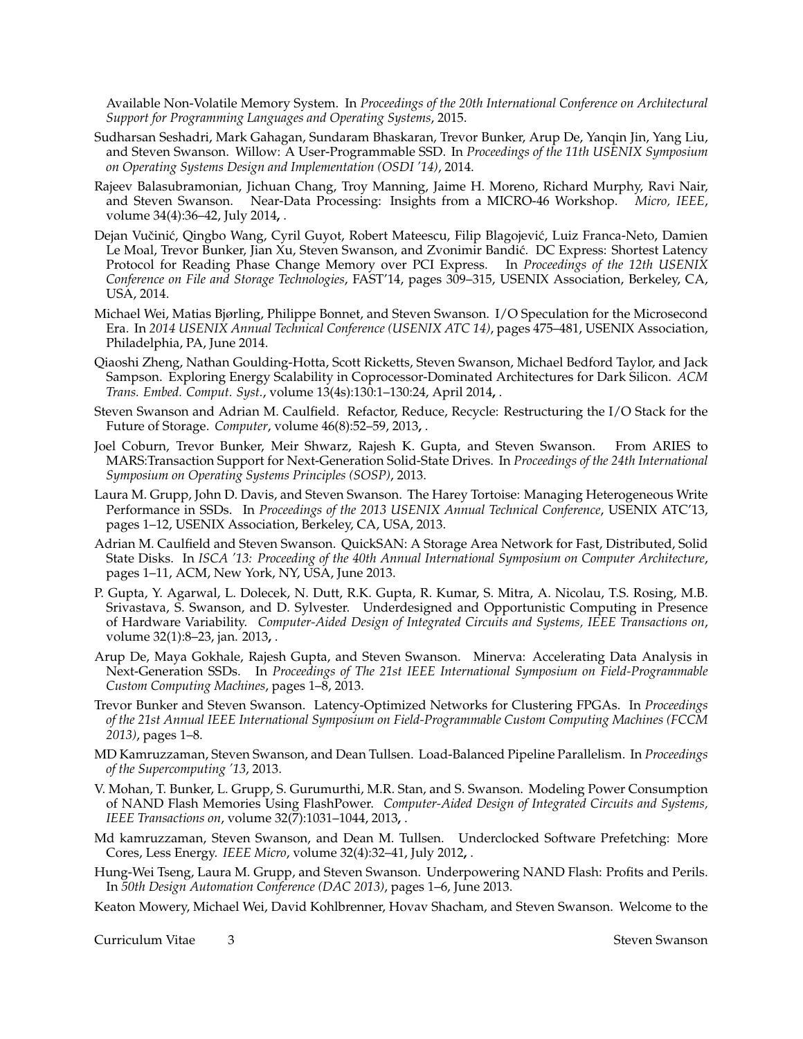Available Non-Volatile Memory System. In *Proceedings of the 20th International Conference on Architectural Support for Programming Languages and Operating Systems*, 2015.

Sudharsan Seshadri, Mark Gahagan, Sundaram Bhaskaran, Trevor Bunker, Arup De, Yanqin Jin, Yang Liu, and Steven Swanson. Willow: A User-Programmable SSD. In *Proceedings of the 11th USENIX Symposium on Operating Systems Design and Implementation (OSDI '14)*, 2014.

Rajeev Balasubramonian, Jichuan Chang, Troy Manning, Jaime H. Moreno, Richard Murphy, Ravi Nair, and Steven Swanson. Near-Data Processing: Insights from a MICRO-46 Workshop. *Micro, IEEE*, volume 34(4):36–42, July 2014, .

Dejan Vučinić, Qingbo Wang, Cyril Guyot, Robert Mateescu, Filip Blagojević, Luiz Franca-Neto, Damien Le Moal, Trevor Bunker, Jian Xu, Steven Swanson, and Zvonimir Bandić. DC Express: Shortest Latency Protocol for Reading Phase Change Memory over PCI Express. In *Proceedings of the 12th USENIX Conference on File and Storage Technologies*, FAST'14, pages 309–315, USENIX Association, Berkeley, CA, USA, 2014.

Michael Wei, Matias Bjørling, Philippe Bonnet, and Steven Swanson. I/O Speculation for the Microsecond Era. In *2014 USENIX Annual Technical Conference (USENIX ATC 14)*, pages 475–481, USENIX Association, Philadelphia, PA, June 2014.

Qiaoshi Zheng, Nathan Goulding-Hotta, Scott Ricketts, Steven Swanson, Michael Bedford Taylor, and Jack Sampson. Exploring Energy Scalability in Coprocessor-Dominated Architectures for Dark Silicon. *ACM Trans. Embed. Comput. Syst.*, volume 13(4s):130:1–130:24, April 2014, .

Steven Swanson and Adrian M. Caulfield. Refactor, Reduce, Recycle: Restructuring the I/O Stack for the Future of Storage. *Computer*, volume 46(8):52–59, 2013, .

Joel Coburn, Trevor Bunker, Meir Shwarz, Rajesh K. Gupta, and Steven Swanson. From ARIES to MARS:Transaction Support for Next-Generation Solid-State Drives. In *Proceedings of the 24th International Symposium on Operating Systems Principles (SOSP)*, 2013.

Laura M. Grupp, John D. Davis, and Steven Swanson. The Harey Tortoise: Managing Heterogeneous Write Performance in SSDs. In *Proceedings of the 2013 USENIX Annual Technical Conference*, USENIX ATC'13, pages 1–12, USENIX Association, Berkeley, CA, USA, 2013.

Adrian M. Caulfield and Steven Swanson. QuickSAN: A Storage Area Network for Fast, Distributed, Solid State Disks. In *ISCA '13: Proceeding of the 40th Annual International Symposium on Computer Architecture*, pages 1–11, ACM, New York, NY, USA, June 2013.

P. Gupta, Y. Agarwal, L. Dolecek, N. Dutt, R.K. Gupta, R. Kumar, S. Mitra, A. Nicolau, T.S. Rosing, M.B. Srivastava, S. Swanson, and D. Sylvester. Underdesigned and Opportunistic Computing in Presence of Hardware Variability. *Computer-Aided Design of Integrated Circuits and Systems, IEEE Transactions on*, volume 32(1):8–23, jan. 2013, .

Arup De, Maya Gokhale, Rajesh Gupta, and Steven Swanson. Minerva: Accelerating Data Analysis in Next-Generation SSDs. In *Proceedings of The 21st IEEE International Symposium on Field-Programmable Custom Computing Machines*, pages 1–8, 2013.

Trevor Bunker and Steven Swanson. Latency-Optimized Networks for Clustering FPGAs. In *Proceedings of the 21st Annual IEEE International Symposium on Field-Programmable Custom Computing Machines (FCCM 2013)*, pages 1–8.

MD Kamruzzaman, Steven Swanson, and Dean Tullsen. Load-Balanced Pipeline Parallelism. In *Proceedings of the Supercomputing '13*, 2013.

V. Mohan, T. Bunker, L. Grupp, S. Gurumurthi, M.R. Stan, and S. Swanson. Modeling Power Consumption of NAND Flash Memories Using FlashPower. *Computer-Aided Design of Integrated Circuits and Systems, IEEE Transactions on*, volume 32(7):1031–1044, 2013, .

Md kamruzzaman, Steven Swanson, and Dean M. Tullsen. Underclocked Software Prefetching: More Cores, Less Energy. *IEEE Micro*, volume 32(4):32–41, July 2012, .

Hung-Wei Tseng, Laura M. Grupp, and Steven Swanson. Underpowering NAND Flash: Profits and Perils. In *50th Design Automation Conference (DAC 2013)*, pages 1–6, June 2013.

Keaton Mowery, Michael Wei, David Kohlbrenner, Hovav Shacham, and Steven Swanson. Welcome to the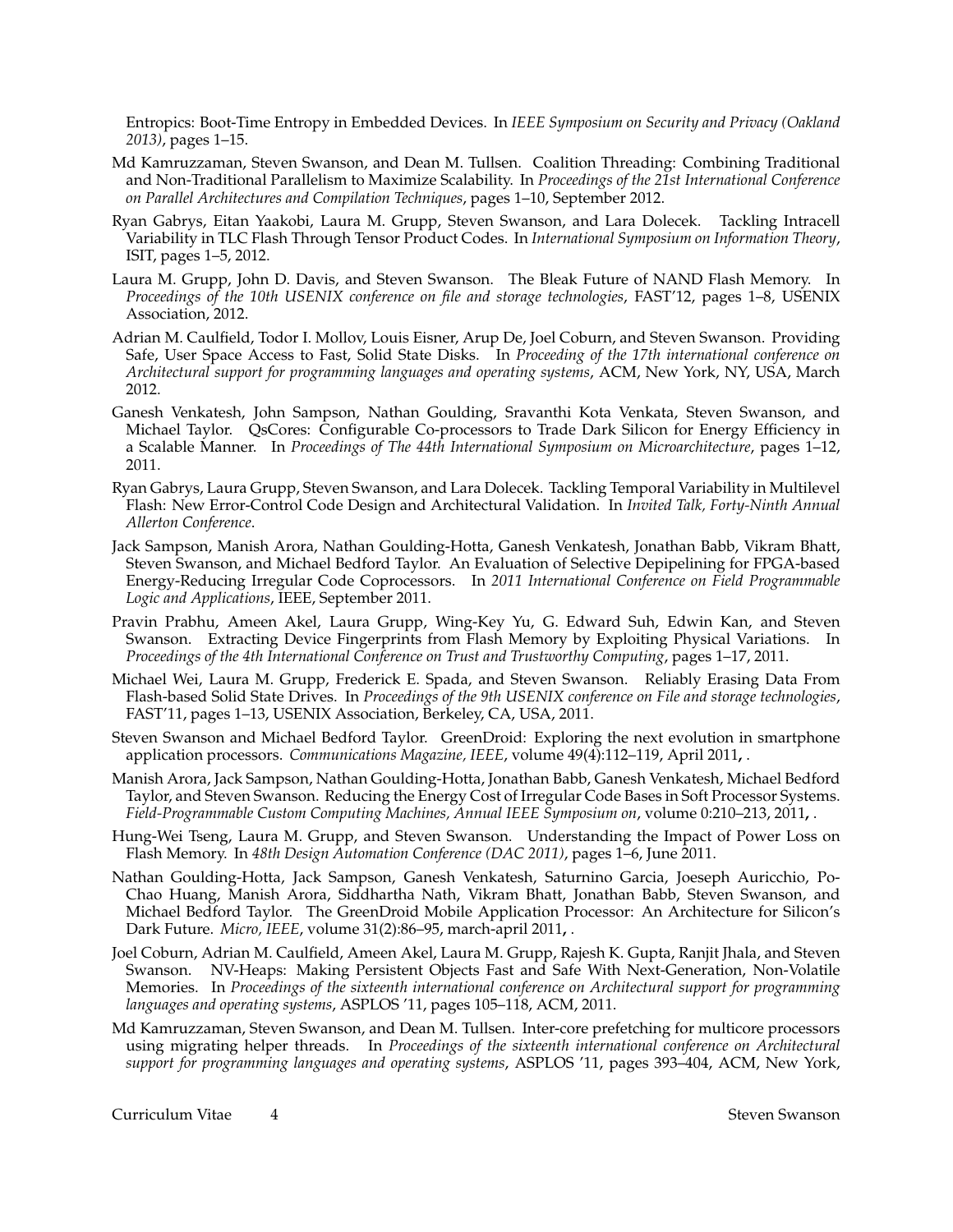Entropics: Boot-Time Entropy in Embedded Devices. In *IEEE Symposium on Security and Privacy (Oakland 2013)*, pages 1–15.

Md Kamruzzaman, Steven Swanson, and Dean M. Tullsen. Coalition Threading: Combining Traditional and Non-Traditional Parallelism to Maximize Scalability. In *Proceedings of the 21st International Conference on Parallel Architectures and Compilation Techniques*, pages 1–10, September 2012.

Ryan Gabrys, Eitan Yaakobi, Laura M. Grupp, Steven Swanson, and Lara Dolecek. Tackling Intracell Variability in TLC Flash Through Tensor Product Codes. In *International Symposium on Information Theory*, ISIT, pages 1–5, 2012.

Laura M. Grupp, John D. Davis, and Steven Swanson. The Bleak Future of NAND Flash Memory. In *Proceedings of the 10th USENIX conference on file and storage technologies*, FAST'12, pages 1–8, USENIX Association, 2012.

Adrian M. Caulfield, Todor I. Mollov, Louis Eisner, Arup De, Joel Coburn, and Steven Swanson. Providing Safe, User Space Access to Fast, Solid State Disks. In *Proceeding of the 17th international conference on Architectural support for programming languages and operating systems*, ACM, New York, NY, USA, March 2012.

Ganesh Venkatesh, John Sampson, Nathan Goulding, Sravanthi Kota Venkata, Steven Swanson, and Michael Taylor. QsCores: Configurable Co-processors to Trade Dark Silicon for Energy Efficiency in a Scalable Manner. In *Proceedings of The 44th International Symposium on Microarchitecture*, pages 1–12, 2011.

Ryan Gabrys, Laura Grupp, Steven Swanson, and Lara Dolecek. Tackling Temporal Variability in Multilevel Flash: New Error-Control Code Design and Architectural Validation. In *Invited Talk, Forty-Ninth Annual Allerton Conference*.

Jack Sampson, Manish Arora, Nathan Goulding-Hotta, Ganesh Venkatesh, Jonathan Babb, Vikram Bhatt, Steven Swanson, and Michael Bedford Taylor. An Evaluation of Selective Depipelining for FPGA-based Energy-Reducing Irregular Code Coprocessors. In *2011 International Conference on Field Programmable Logic and Applications*, IEEE, September 2011.

Pravin Prabhu, Ameen Akel, Laura Grupp, Wing-Key Yu, G. Edward Suh, Edwin Kan, and Steven Swanson. Extracting Device Fingerprints from Flash Memory by Exploiting Physical Variations. In *Proceedings of the 4th International Conference on Trust and Trustworthy Computing*, pages 1–17, 2011.

Michael Wei, Laura M. Grupp, Frederick E. Spada, and Steven Swanson. Reliably Erasing Data From Flash-based Solid State Drives. In *Proceedings of the 9th USENIX conference on File and storage technologies*, FAST'11, pages 1–13, USENIX Association, Berkeley, CA, USA, 2011.

Steven Swanson and Michael Bedford Taylor. GreenDroid: Exploring the next evolution in smartphone application processors. *Communications Magazine, IEEE*, volume 49(4):112–119, April 2011, .

Manish Arora, Jack Sampson, Nathan Goulding-Hotta, Jonathan Babb, Ganesh Venkatesh, Michael Bedford Taylor, and Steven Swanson. Reducing the Energy Cost of Irregular Code Bases in Soft Processor Systems. *Field-Programmable Custom Computing Machines, Annual IEEE Symposium on*, volume 0:210–213, 2011, .

Hung-Wei Tseng, Laura M. Grupp, and Steven Swanson. Understanding the Impact of Power Loss on Flash Memory. In *48th Design Automation Conference (DAC 2011)*, pages 1–6, June 2011.

Nathan Goulding-Hotta, Jack Sampson, Ganesh Venkatesh, Saturnino Garcia, Joeseph Auricchio, Po-Chao Huang, Manish Arora, Siddhartha Nath, Vikram Bhatt, Jonathan Babb, Steven Swanson, and Michael Bedford Taylor. The GreenDroid Mobile Application Processor: An Architecture for Silicon's Dark Future. *Micro, IEEE*, volume 31(2):86–95, march-april 2011, .

Joel Coburn, Adrian M. Caulfield, Ameen Akel, Laura M. Grupp, Rajesh K. Gupta, Ranjit Jhala, and Steven Swanson. NV-Heaps: Making Persistent Objects Fast and Safe With Next-Generation, Non-Volatile Memories. In *Proceedings of the sixteenth international conference on Architectural support for programming languages and operating systems*, ASPLOS '11, pages 105–118, ACM, 2011.

Md Kamruzzaman, Steven Swanson, and Dean M. Tullsen. Inter-core prefetching for multicore processors using migrating helper threads. In *Proceedings of the sixteenth international conference on Architectural support for programming languages and operating systems*, ASPLOS '11, pages 393–404, ACM, New York,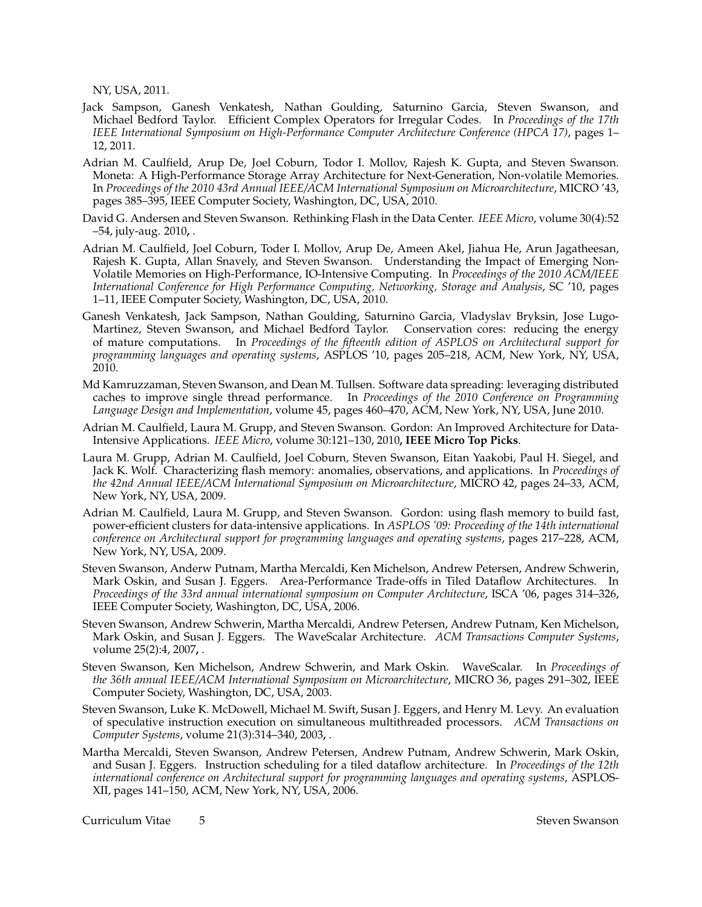NY, USA, 2011.

Jack Sampson, Ganesh Venkatesh, Nathan Goulding, Saturnino Garcia, Steven Swanson, and Michael Bedford Taylor. Efficient Complex Operators for Irregular Codes. In *Proceedings of the 17th IEEE International Symposium on High-Performance Computer Architecture Conference (HPCA 17)*, pages 1–12, 2011.

Adrian M. Caulfield, Arup De, Joel Coburn, Todor I. Mollov, Rajesh K. Gupta, and Steven Swanson. Moneta: A High-Performance Storage Array Architecture for Next-Generation, Non-volatile Memories. In *Proceedings of the 2010 43rd Annual IEEE/ACM International Symposium on Microarchitecture*, MICRO '43, pages 385–395, IEEE Computer Society, Washington, DC, USA, 2010.

David G. Andersen and Steven Swanson. Rethinking Flash in the Data Center. *IEEE Micro*, volume 30(4):52 –54, july-aug. 2010**,** .

Adrian M. Caulfield, Joel Coburn, Toder I. Mollov, Arup De, Ameen Akel, Jiahua He, Arun Jagatheesan, Rajesh K. Gupta, Allan Snavely, and Steven Swanson. Understanding the Impact of Emerging Non-Volatile Memories on High-Performance, IO-Intensive Computing. In *Proceedings of the 2010 ACM/IEEE International Conference for High Performance Computing, Networking, Storage and Analysis*, SC '10, pages 1–11, IEEE Computer Society, Washington, DC, USA, 2010.

Ganesh Venkatesh, Jack Sampson, Nathan Goulding, Saturnino Garcia, Vladyslav Bryksin, Jose Lugo-Martinez, Steven Swanson, and Michael Bedford Taylor. Conservation cores: reducing the energy of mature computations. In *Proceedings of the fifteenth edition of ASPLOS on Architectural support for programming languages and operating systems*, ASPLOS '10, pages 205–218, ACM, New York, NY, USA, 2010.

Md Kamruzzaman, Steven Swanson, and Dean M. Tullsen. Software data spreading: leveraging distributed caches to improve single thread performance. In *Proceedings of the 2010 Conference on Programming Language Design and Implementation*, volume 45, pages 460–470, ACM, New York, NY, USA, June 2010.

Adrian M. Caulfield, Laura M. Grupp, and Steven Swanson. Gordon: An Improved Architecture for Data-Intensive Applications. *IEEE Micro*, volume 30:121–130, 2010**, IEEE Micro Top Picks**.

Laura M. Grupp, Adrian M. Caulfield, Joel Coburn, Steven Swanson, Eitan Yaakobi, Paul H. Siegel, and Jack K. Wolf. Characterizing flash memory: anomalies, observations, and applications. In *Proceedings of the 42nd Annual IEEE/ACM International Symposium on Microarchitecture*, MICRO 42, pages 24–33, ACM, New York, NY, USA, 2009.

Adrian M. Caulfield, Laura M. Grupp, and Steven Swanson. Gordon: using flash memory to build fast, power-efficient clusters for data-intensive applications. In *ASPLOS '09: Proceeding of the 14th international conference on Architectural support for programming languages and operating systems*, pages 217–228, ACM, New York, NY, USA, 2009.

Steven Swanson, Anderw Putnam, Martha Mercaldi, Ken Michelson, Andrew Petersen, Andrew Schwerin, Mark Oskin, and Susan J. Eggers. Area-Performance Trade-offs in Tiled Dataflow Architectures. In *Proceedings of the 33rd annual international symposium on Computer Architecture*, ISCA '06, pages 314–326, IEEE Computer Society, Washington, DC, USA, 2006.

Steven Swanson, Andrew Schwerin, Martha Mercaldi, Andrew Petersen, Andrew Putnam, Ken Michelson, Mark Oskin, and Susan J. Eggers. The WaveScalar Architecture. *ACM Transactions Computer Systems*, volume 25(2):4, 2007**,** .

Steven Swanson, Ken Michelson, Andrew Schwerin, and Mark Oskin. WaveScalar. In *Proceedings of the 36th annual IEEE/ACM International Symposium on Microarchitecture*, MICRO 36, pages 291–302, IEEE Computer Society, Washington, DC, USA, 2003.

Steven Swanson, Luke K. McDowell, Michael M. Swift, Susan J. Eggers, and Henry M. Levy. An evaluation of speculative instruction execution on simultaneous multithreaded processors. *ACM Transactions on Computer Systems*, volume 21(3):314–340, 2003**,** .

Martha Mercaldi, Steven Swanson, Andrew Petersen, Andrew Putnam, Andrew Schwerin, Mark Oskin, and Susan J. Eggers. Instruction scheduling for a tiled dataflow architecture. In *Proceedings of the 12th international conference on Architectural support for programming languages and operating systems*, ASPLOS-XII, pages 141–150, ACM, New York, NY, USA, 2006.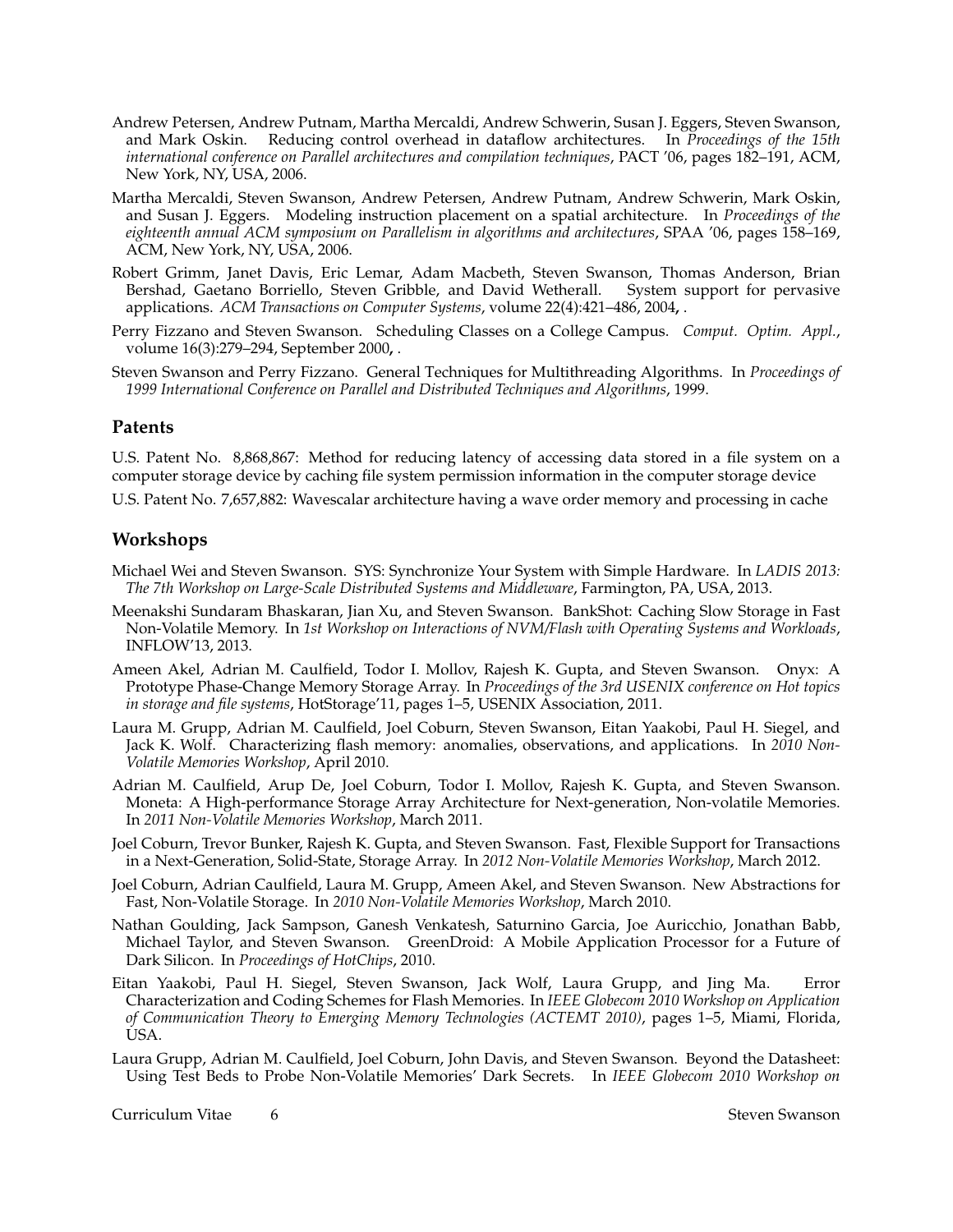Andrew Petersen, Andrew Putnam, Martha Mercaldi, Andrew Schwerin, Susan J. Eggers, Steven Swanson, and Mark Oskin. Reducing control overhead in dataflow architectures. In *Proceedings of the 15th international conference on Parallel architectures and compilation techniques*, PACT '06, pages 182–191, ACM, New York, NY, USA, 2006.

Martha Mercaldi, Steven Swanson, Andrew Petersen, Andrew Putnam, Andrew Schwerin, Mark Oskin, and Susan J. Eggers. Modeling instruction placement on a spatial architecture. In *Proceedings of the eighteenth annual ACM symposium on Parallelism in algorithms and architectures*, SPAA '06, pages 158–169, ACM, New York, NY, USA, 2006.

Robert Grimm, Janet Davis, Eric Lemar, Adam Macbeth, Steven Swanson, Thomas Anderson, Brian Bershad, Gaetano Borriello, Steven Gribble, and David Wetherall. System support for pervasive applications. *ACM Transactions on Computer Systems*, volume 22(4):421–486, 2004, .

Perry Fizzano and Steven Swanson. Scheduling Classes on a College Campus. *Comput. Optim. Appl.*, volume 16(3):279–294, September 2000, .

Steven Swanson and Perry Fizzano. General Techniques for Multithreading Algorithms. In *Proceedings of 1999 International Conference on Parallel and Distributed Techniques and Algorithms*, 1999.

## Patents

U.S. Patent No. 8,868,867: Method for reducing latency of accessing data stored in a file system on a computer storage device by caching file system permission information in the computer storage device

U.S. Patent No. 7,657,882: Wavescalar architecture having a wave order memory and processing in cache

## Workshops

Michael Wei and Steven Swanson. SYS: Synchronize Your System with Simple Hardware. In *LADIS 2013: The 7th Workshop on Large-Scale Distributed Systems and Middleware*, Farmington, PA, USA, 2013.

Meenakshi Sundaram Bhaskaran, Jian Xu, and Steven Swanson. BankShot: Caching Slow Storage in Fast Non-Volatile Memory. In *1st Workshop on Interactions of NVM/Flash with Operating Systems and Workloads*, INFLOW'13, 2013.

Ameen Akel, Adrian M. Caulfield, Todor I. Mollov, Rajesh K. Gupta, and Steven Swanson. Onyx: A Prototype Phase-Change Memory Storage Array. In *Proceedings of the 3rd USENIX conference on Hot topics in storage and file systems*, HotStorage'11, pages 1–5, USENIX Association, 2011.

Laura M. Grupp, Adrian M. Caulfield, Joel Coburn, Steven Swanson, Eitan Yaakobi, Paul H. Siegel, and Jack K. Wolf. Characterizing flash memory: anomalies, observations, and applications. In *2010 Non-Volatile Memories Workshop*, April 2010.

Adrian M. Caulfield, Arup De, Joel Coburn, Todor I. Mollov, Rajesh K. Gupta, and Steven Swanson. Moneta: A High-performance Storage Array Architecture for Next-generation, Non-volatile Memories. In *2011 Non-Volatile Memories Workshop*, March 2011.

Joel Coburn, Trevor Bunker, Rajesh K. Gupta, and Steven Swanson. Fast, Flexible Support for Transactions in a Next-Generation, Solid-State, Storage Array. In *2012 Non-Volatile Memories Workshop*, March 2012.

Joel Coburn, Adrian Caulfield, Laura M. Grupp, Ameen Akel, and Steven Swanson. New Abstractions for Fast, Non-Volatile Storage. In *2010 Non-Volatile Memories Workshop*, March 2010.

Nathan Goulding, Jack Sampson, Ganesh Venkatesh, Saturnino Garcia, Joe Auricchio, Jonathan Babb, Michael Taylor, and Steven Swanson. GreenDroid: A Mobile Application Processor for a Future of Dark Silicon. In *Proceedings of HotChips*, 2010.

Eitan Yaakobi, Paul H. Siegel, Steven Swanson, Jack Wolf, Laura Grupp, and Jing Ma. Error Characterization and Coding Schemes for Flash Memories. In *IEEE Globecom 2010 Workshop on Application of Communication Theory to Emerging Memory Technologies (ACTEMT 2010)*, pages 1–5, Miami, Florida, USA.

Laura Grupp, Adrian M. Caulfield, Joel Coburn, John Davis, and Steven Swanson. Beyond the Datasheet: Using Test Beds to Probe Non-Volatile Memories' Dark Secrets. In *IEEE Globecom 2010 Workshop on*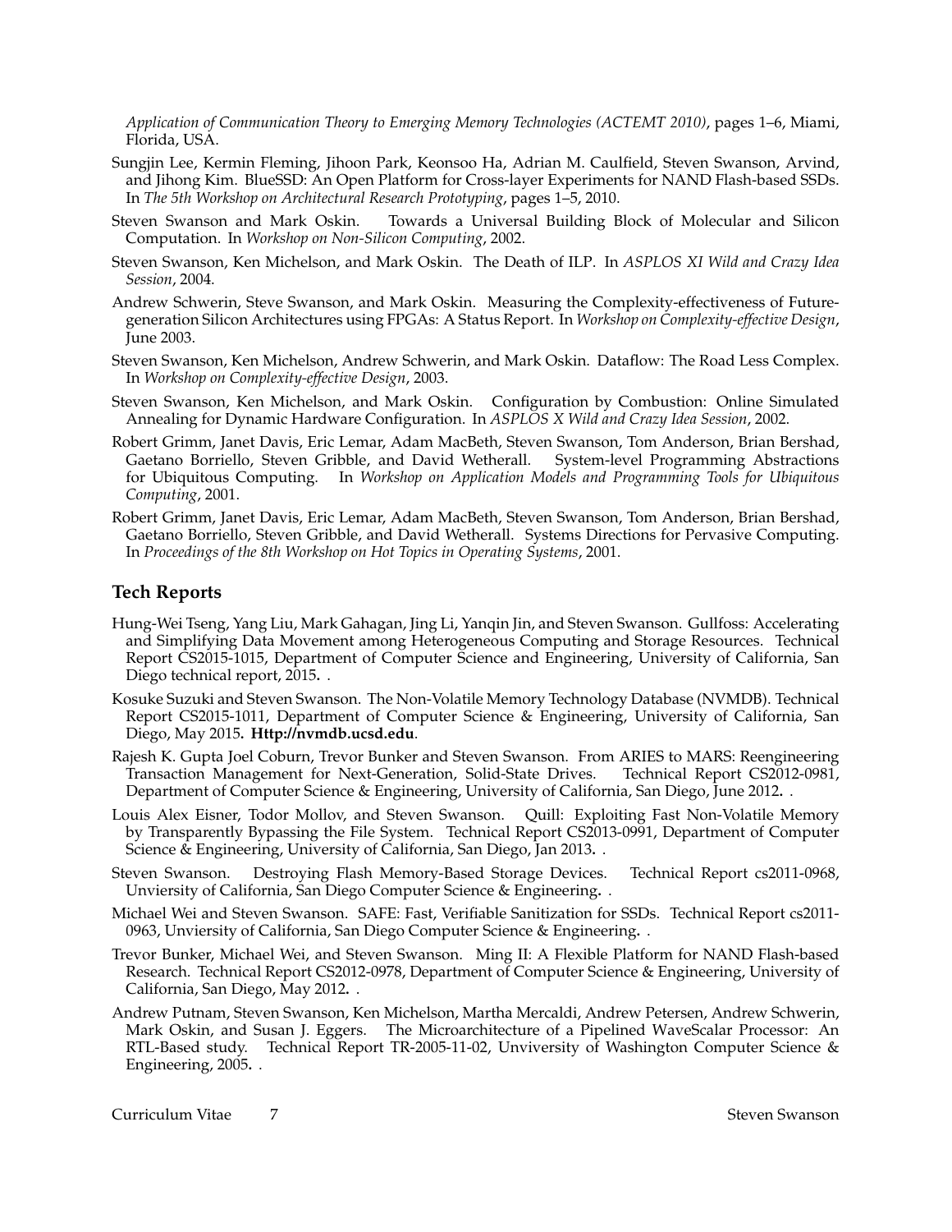*Application of Communication Theory to Emerging Memory Technologies (ACTEMT 2010)*, pages 1–6, Miami, Florida, USA.

Sungjin Lee, Kermin Fleming, Jihoon Park, Keonsoo Ha, Adrian M. Caulfield, Steven Swanson, Arvind, and Jihong Kim. BlueSSD: An Open Platform for Cross-layer Experiments for NAND Flash-based SSDs. In *The 5th Workshop on Architectural Research Prototyping*, pages 1–5, 2010.

Steven Swanson and Mark Oskin. Towards a Universal Building Block of Molecular and Silicon Computation. In *Workshop on Non-Silicon Computing*, 2002.

Steven Swanson, Ken Michelson, and Mark Oskin. The Death of ILP. In *ASPLOS XI Wild and Crazy Idea Session*, 2004.

Andrew Schwerin, Steve Swanson, and Mark Oskin. Measuring the Complexity-effectiveness of Future-generation Silicon Architectures using FPGAs: A Status Report. In *Workshop on Complexity-effective Design*, June 2003.

Steven Swanson, Ken Michelson, Andrew Schwerin, and Mark Oskin. Dataflow: The Road Less Complex. In *Workshop on Complexity-effective Design*, 2003.

Steven Swanson, Ken Michelson, and Mark Oskin. Configuration by Combustion: Online Simulated Annealing for Dynamic Hardware Configuration. In *ASPLOS X Wild and Crazy Idea Session*, 2002.

Robert Grimm, Janet Davis, Eric Lemar, Adam MacBeth, Steven Swanson, Tom Anderson, Brian Bershad, Gaetano Borriello, Steven Gribble, and David Wetherall. System-level Programming Abstractions for Ubiquitous Computing. In *Workshop on Application Models and Programming Tools for Ubiquitous Computing*, 2001.

Robert Grimm, Janet Davis, Eric Lemar, Adam MacBeth, Steven Swanson, Tom Anderson, Brian Bershad, Gaetano Borriello, Steven Gribble, and David Wetherall. Systems Directions for Pervasive Computing. In *Proceedings of the 8th Workshop on Hot Topics in Operating Systems*, 2001.

## Tech Reports

Hung-Wei Tseng, Yang Liu, Mark Gahagan, Jing Li, Yanqin Jin, and Steven Swanson. Gullfoss: Accelerating and Simplifying Data Movement among Heterogeneous Computing and Storage Resources. Technical Report CS2015-1015, Department of Computer Science and Engineering, University of California, San Diego technical report, 2015**.** .

Kosuke Suzuki and Steven Swanson. The Non-Volatile Memory Technology Database (NVMDB). Technical Report CS2015-1011, Department of Computer Science & Engineering, University of California, San Diego, May 2015**. Http://nvmdb.ucsd.edu**.

Rajesh K. Gupta Joel Coburn, Trevor Bunker and Steven Swanson. From ARIES to MARS: Reengineering Transaction Management for Next-Generation, Solid-State Drives. Technical Report CS2012-0981, Department of Computer Science & Engineering, University of California, San Diego, June 2012**.** .

Louis Alex Eisner, Todor Mollov, and Steven Swanson. Quill: Exploiting Fast Non-Volatile Memory by Transparently Bypassing the File System. Technical Report CS2013-0991, Department of Computer Science & Engineering, University of California, San Diego, Jan 2013**.** .

Steven Swanson. Destroying Flash Memory-Based Storage Devices. Technical Report cs2011-0968, Unviersity of California, San Diego Computer Science & Engineering**.** .

Michael Wei and Steven Swanson. SAFE: Fast, Verifiable Sanitization for SSDs. Technical Report cs2011-0963, Unviersity of California, San Diego Computer Science & Engineering**.** .

Trevor Bunker, Michael Wei, and Steven Swanson. Ming II: A Flexible Platform for NAND Flash-based Research. Technical Report CS2012-0978, Department of Computer Science & Engineering, University of California, San Diego, May 2012**.** .

Andrew Putnam, Steven Swanson, Ken Michelson, Martha Mercaldi, Andrew Petersen, Andrew Schwerin, Mark Oskin, and Susan J. Eggers. The Microarchitecture of a Pipelined WaveScalar Processor: An RTL-Based study. Technical Report TR-2005-11-02, Unvversity of Washington Computer Science & Engineering, 2005**.** .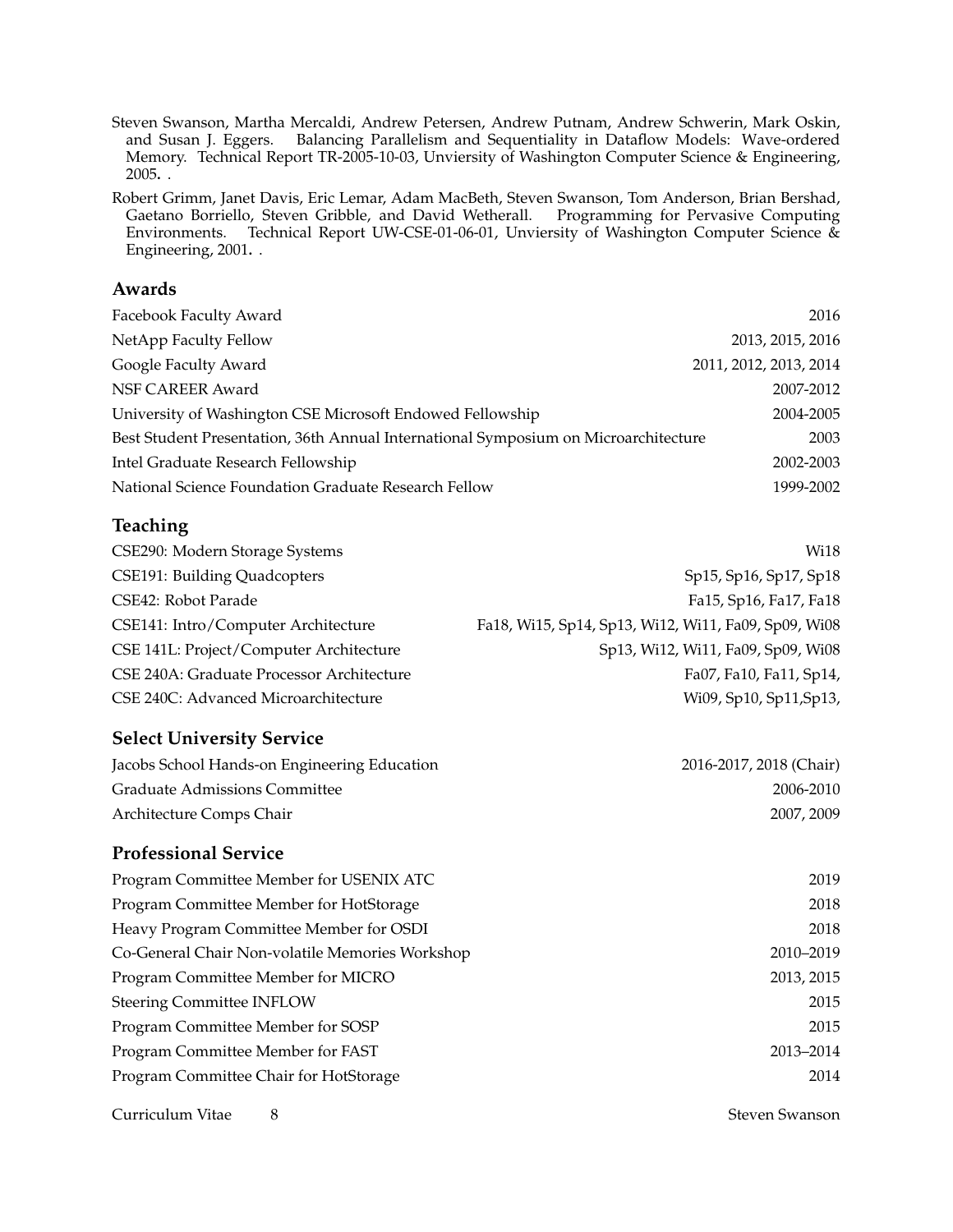Steven Swanson, Martha Mercaldi, Andrew Petersen, Andrew Putnam, Andrew Schwerin, Mark Oskin, and Susan J. Eggers. Balancing Parallelism and Sequentiality in Dataflow Models: Wave-ordered Memory. Technical Report TR-2005-10-03, Unviersity of Washington Computer Science & Engineering, 2005. .

Robert Grimm, Janet Davis, Eric Lemar, Adam MacBeth, Steven Swanson, Tom Anderson, Brian Bershad, Gaetano Borriello, Steven Gribble, and David Wetherall. Programming for Pervasive Computing Environments. Technical Report UW-CSE-01-06-01, Unviersity of Washington Computer Science & Engineering, 2001. .

## Awards

| | |
|---|---|
| Facebook Faculty Award | 2016 |
| NetApp Faculty Fellow | 2013, 2015, 2016 |
| Google Faculty Award | 2011, 2012, 2013, 2014 |
| NSF CAREER Award | 2007-2012 |
| University of Washington CSE Microsoft Endowed Fellowship | 2004-2005 |
| Best Student Presentation, 36th Annual International Symposium on Microarchitecture | 2003 |
| Intel Graduate Research Fellowship | 2002-2003 |
| National Science Foundation Graduate Research Fellow | 1999-2002 |

## Teaching

| | |
|---|---|
| CSE290: Modern Storage Systems | Wi18 |
| CSE191: Building Quadcopters | Sp15, Sp16, Sp17, Sp18 |
| CSE42: Robot Parade | Fa15, Sp16, Fa17, Fa18 |
| CSE141: Intro/Computer Architecture | Fa18, Wi15, Sp14, Sp13, Wi12, Wi11, Fa09, Sp09, Wi08 |
| CSE 141L: Project/Computer Architecture | Sp13, Wi12, Wi11, Fa09, Sp09, Wi08 |
| CSE 240A: Graduate Processor Architecture | Fa07, Fa10, Fa11, Sp14, |
| CSE 240C: Advanced Microarchitecture | Wi09, Sp10, Sp11,Sp13, |

## Select University Service

| | |
|---|---|
| Jacobs School Hands-on Engineering Education | 2016-2017, 2018 (Chair) |
| Graduate Admissions Committee | 2006-2010 |
| Architecture Comps Chair | 2007, 2009 |

## Professional Service

| | |
|---|---|
| Program Committee Member for USENIX ATC | 2019 |
| Program Committee Member for HotStorage | 2018 |
| Heavy Program Committee Member for OSDI | 2018 |
| Co-General Chair Non-volatile Memories Workshop | 2010–2019 |
| Program Committee Member for MICRO | 2013, 2015 |
| Steering Committee INFLOW | 2015 |
| Program Committee Member for SOSP | 2015 |
| Program Committee Member for FAST | 2013–2014 |
| Program Committee Chair for HotStorage | 2014 |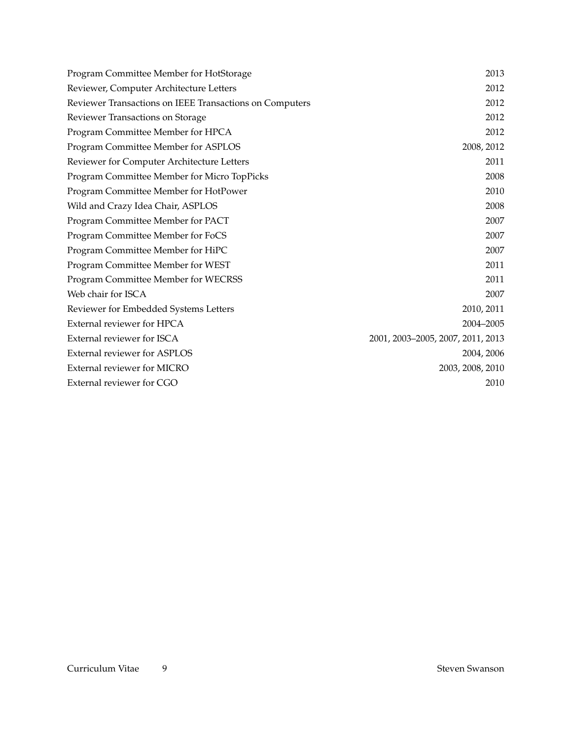| | |
|---|---|
| Program Committee Member for HotStorage | 2013 |
| Reviewer, Computer Architecture Letters | 2012 |
| Reviewer Transactions on IEEE Transactions on Computers | 2012 |
| Reviewer Transactions on Storage | 2012 |
| Program Committee Member for HPCA | 2012 |
| Program Committee Member for ASPLOS | 2008, 2012 |
| Reviewer for Computer Architecture Letters | 2011 |
| Program Committee Member for Micro TopPicks | 2008 |
| Program Committee Member for HotPower | 2010 |
| Wild and Crazy Idea Chair, ASPLOS | 2008 |
| Program Committee Member for PACT | 2007 |
| Program Committee Member for FoCS | 2007 |
| Program Committee Member for HiPC | 2007 |
| Program Committee Member for WEST | 2011 |
| Program Committee Member for WECRSS | 2011 |
| Web chair for ISCA | 2007 |
| Reviewer for Embedded Systems Letters | 2010, 2011 |
| External reviewer for HPCA | 2004–2005 |
| External reviewer for ISCA | 2001, 2003–2005, 2007, 2011, 2013 |
| External reviewer for ASPLOS | 2004, 2006 |
| External reviewer for MICRO | 2003, 2008, 2010 |
| External reviewer for CGO | 2010 |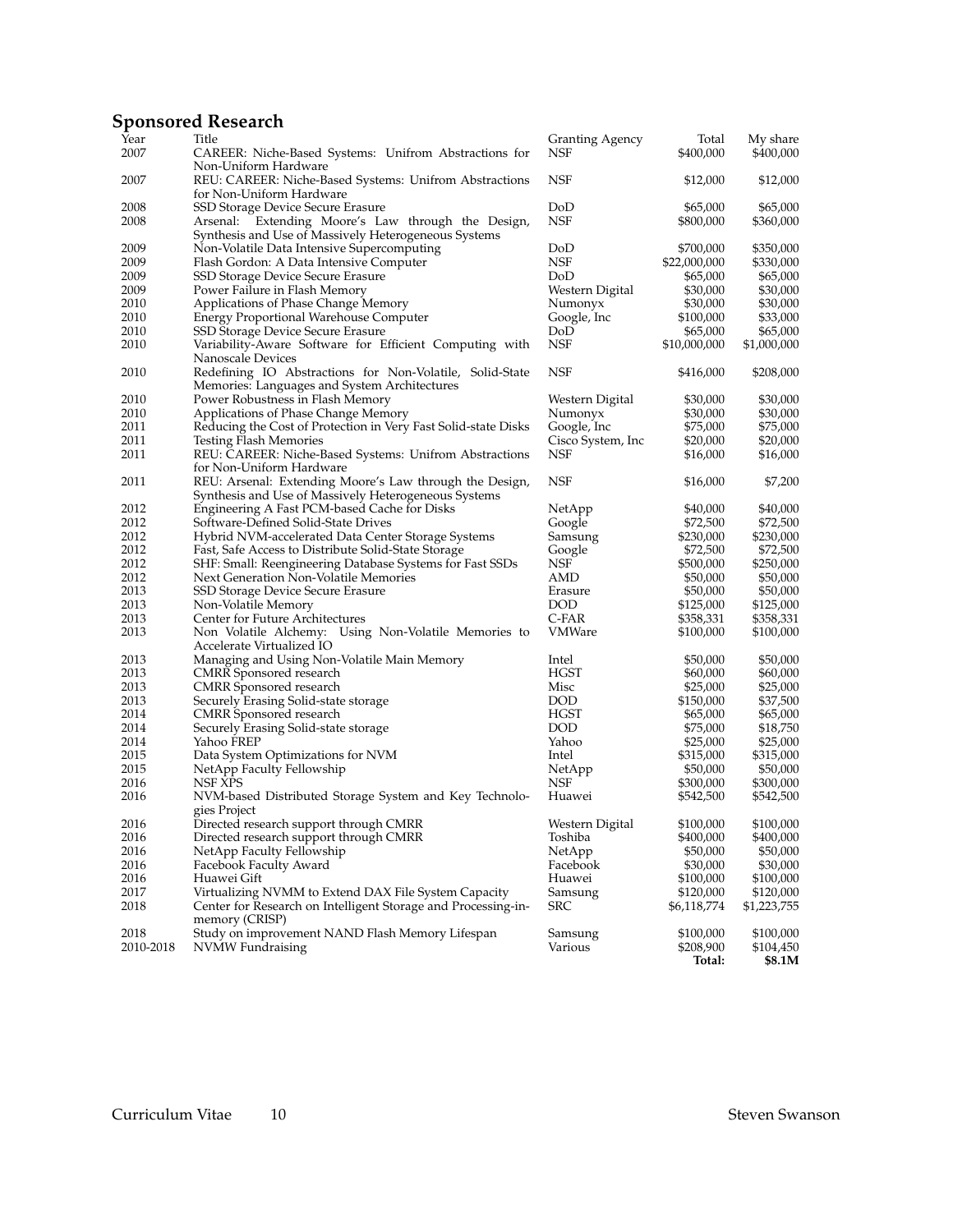## Sponsored Research

| Year | Title | Granting Agency | Total | My share |
|---|---|---|---|---|
| 2007 | CAREER: Niche-Based Systems: Unifrom Abstractions for Non-Uniform Hardware | NSF | \$400,000 | \$400,000 |
| 2007 | REU: CAREER: Niche-Based Systems: Unifrom Abstractions for Non-Uniform Hardware | NSF | \$12,000 | \$12,000 |
| 2008 | SSD Storage Device Secure Erasure | DoD | \$65,000 | \$65,000 |
| 2008 | Arsenal: Extending Moore's Law through the Design, Synthesis and Use of Massively Heterogeneous Systems | NSF | \$800,000 | \$360,000 |
| 2009 | Non-Volatile Data Intensive Supercomputing | DoD | \$700,000 | \$350,000 |
| 2009 | Flash Gordon: A Data Intensive Computer | NSF | \$22,000,000 | \$330,000 |
| 2009 | SSD Storage Device Secure Erasure | DoD | \$65,000 | \$65,000 |
| 2009 | Power Failure in Flash Memory | Western Digital | \$30,000 | \$30,000 |
| 2010 | Applications of Phase Change Memory | Numonyx | \$30,000 | \$30,000 |
| 2010 | Energy Proportional Warehouse Computer | Google, Inc | \$100,000 | \$33,000 |
| 2010 | SSD Storage Device Secure Erasure | DoD | \$65,000 | \$65,000 |
| 2010 | Variability-Aware Software for Efficient Computing with Nanoscale Devices | NSF | \$10,000,000 | \$1,000,000 |
| 2010 | Redefining IO Abstractions for Non-Volatile, Solid-State Memories: Languages and System Architectures | NSF | \$416,000 | \$208,000 |
| 2010 | Power Robustness in Flash Memory | Western Digital | \$30,000 | \$30,000 |
| 2010 | Applications of Phase Change Memory | Numonyx | \$30,000 | \$30,000 |
| 2011 | Reducing the Cost of Protection in Very Fast Solid-state Disks | Google, Inc | \$75,000 | \$75,000 |
| 2011 | Testing Flash Memories | Cisco System, Inc | \$20,000 | \$20,000 |
| 2011 | REU: CAREER: Niche-Based Systems: Unifrom Abstractions for Non-Uniform Hardware | NSF | \$16,000 | \$16,000 |
| 2011 | REU: Arsenal: Extending Moore's Law through the Design, Synthesis and Use of Massively Heterogeneous Systems | NSF | \$16,000 | \$7,200 |
| 2012 | Engineering A Fast PCM-based Cache for Disks | NetApp | \$40,000 | \$40,000 |
| 2012 | Software-Defined Solid-State Drives | Google | \$72,500 | \$72,500 |
| 2012 | Hybrid NVM-accelerated Data Center Storage Systems | Samsung | \$230,000 | \$230,000 |
| 2012 | Fast, Safe Access to Distribute Solid-State Storage | Google | \$72,500 | \$72,500 |
| 2012 | SHF: Small: Reengineering Database Systems for Fast SSDs | NSF | \$500,000 | \$250,000 |
| 2012 | Next Generation Non-Volatile Memories | AMD | \$50,000 | \$50,000 |
| 2013 | SSD Storage Device Secure Erasure | Erasure | \$50,000 | \$50,000 |
| 2013 | Non-Volatile Memory | DOD | \$125,000 | \$125,000 |
| 2013 | Center for Future Architectures | C-FAR | \$358,331 | \$358,331 |
| 2013 | Non Volatile Alchemy: Using Non-Volatile Memories to Accelerate Virtualized IO | VMWare | \$100,000 | \$100,000 |
| 2013 | Managing and Using Non-Volatile Main Memory | Intel | \$50,000 | \$50,000 |
| 2013 | CMRR Sponsored research | HGST | \$60,000 | \$60,000 |
| 2013 | CMRR Sponsored research | Misc | \$25,000 | \$25,000 |
| 2013 | Securely Erasing Solid-state storage | DOD | \$150,000 | \$37,500 |
| 2014 | CMRR Sponsored research | HGST | \$65,000 | \$65,000 |
| 2014 | Securely Erasing Solid-state storage | DOD | \$75,000 | \$18,750 |
| 2014 | Yahoo FREP | Yahoo | \$25,000 | \$25,000 |
| 2015 | Data System Optimizations for NVM | Intel | \$315,000 | \$315,000 |
| 2015 | NetApp Faculty Fellowship | NetApp | \$50,000 | \$50,000 |
| 2016 | NSF XPS | NSF | \$300,000 | \$300,000 |
| 2016 | NVM-based Distributed Storage System and Key Technologies Project | Huawei | \$542,500 | \$542,500 |
| 2016 | Directed research support through CMRR | Western Digital | \$100,000 | \$100,000 |
| 2016 | Directed research support through CMRR | Toshiba | \$400,000 | \$400,000 |
| 2016 | NetApp Faculty Fellowship | NetApp | \$50,000 | \$50,000 |
| 2016 | Facebook Faculty Award | Facebook | \$30,000 | \$30,000 |
| 2016 | Huawei Gift | Huawei | \$100,000 | \$100,000 |
| 2017 | Virtualizing NVMM to Extend DAX File System Capacity | Samsung | \$120,000 | \$120,000 |
| 2018 | Center for Research on Intelligent Storage and Processing-in-memory (CRISP) | SRC | \$6,118,774 | \$1,223,755 |
| 2018 | Study on improvement NAND Flash Memory Lifespan | Samsung | \$100,000 | \$100,000 |
| 2010-2018 | NVMW Fundraising | Various | \$208,900 | \$104,450 |
| | | | **Total:** | **\$8.1M** |